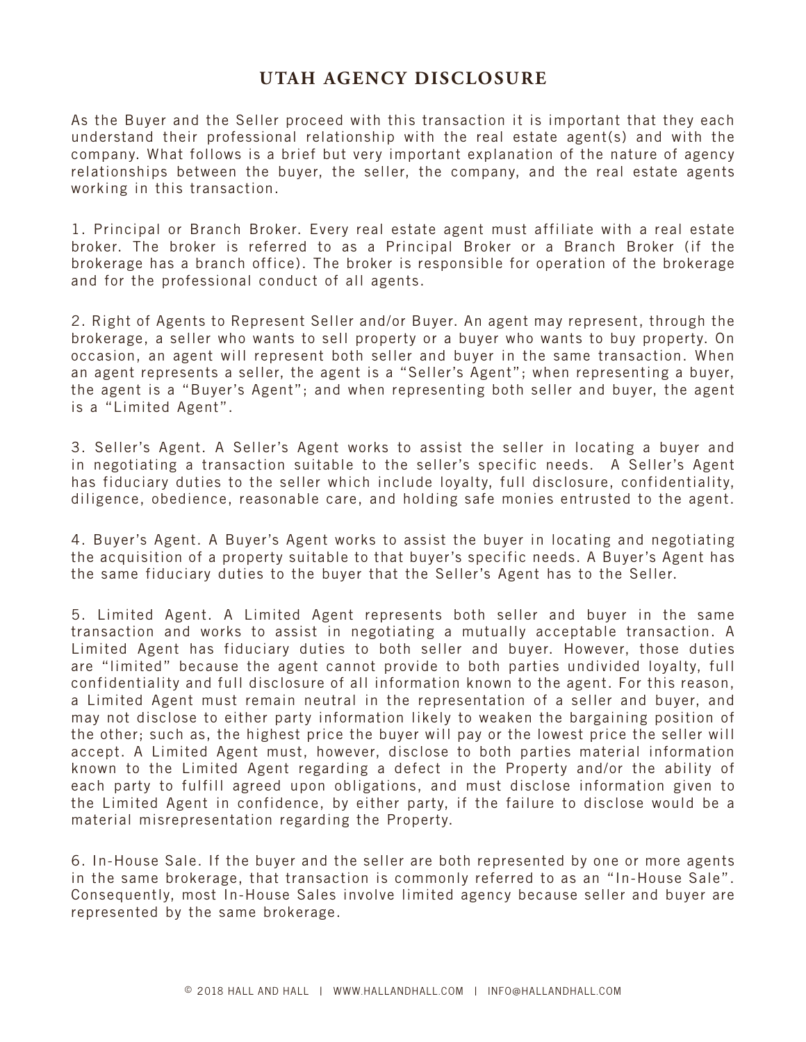# UTAH AGENCY DISCLOSURE

As the Buyer and the Seller proceed with this transaction it is important that they each understand their professional relationship with the real estate agent(s) and with the company. What follows is a brief but very important explanation of the nature of agency relationships between the buyer, the seller, the company, and the real estate agents working in this transaction.

1. Principal or Branch Broker. Every real estate agent must affiliate with a real estate broker. The broker is referred to as a Principal Broker or a Branch Broker (if the brokerage has a branch office). The broker is responsible for operation of the brokerage and for the professional conduct of all agents.

2. Right of Agents to Represent Seller and/or Buyer. An agent may represent, through the brokerage, a seller who wants to sell property or a buyer who wants to buy property. On occasion, an agent will represent both seller and buyer in the same transaction. When an agent represents a seller, the agent is a "Seller's Agent"; when representing a buyer, the agent is a "Buyer's Agent"; and when representing both seller and buyer, the agent is a "Limited Agent".

3. Seller's Agent. A Seller's Agent works to assist the seller in locating a buyer and in negotiating a transaction suitable to the seller's specific needs. A Seller's Agent has fiduciary duties to the seller which include loyalty, full disclosure, confidentiality, diligence, obedience, reasonable care, and holding safe monies entrusted to the agent.

4. Buyer's Agent. A Buyer's Agent works to assist the buyer in locating and negotiating the acquisition of a property suitable to that buyer's specific needs. A Buyer's Agent has the same fiduciary duties to the buyer that the Seller's Agent has to the Seller.

5. Limited Agent. A Limited Agent represents both seller and buyer in the same transaction and works to assist in negotiating a mutually acceptable transaction. A Limited Agent has fiduciary duties to both seller and buyer. However, those duties are "limited" because the agent cannot provide to both parties undivided loyalty, full confidentiality and full disclosure of all information known to the agent. For this reason, a Limited Agent must remain neutral in the representation of a seller and buyer, and may not disclose to either party information likely to weaken the bargaining position of the other; such as, the highest price the buyer will pay or the lowest price the seller will accept. A Limited Agent must, however, disclose to both parties material information known to the Limited Agent regarding a defect in the Property and/or the ability of each party to fulfill agreed upon obligations, and must disclose information given to the Limited Agent in confidence, by either party, if the failure to disclose would be a material misrepresentation regarding the Property.

6. In-House Sale. If the buyer and the seller are both represented by one or more agents in the same brokerage, that transaction is commonly referred to as an "In-House Sale". Consequently, most In-House Sales involve limited agency because seller and buyer are represented by the same brokerage.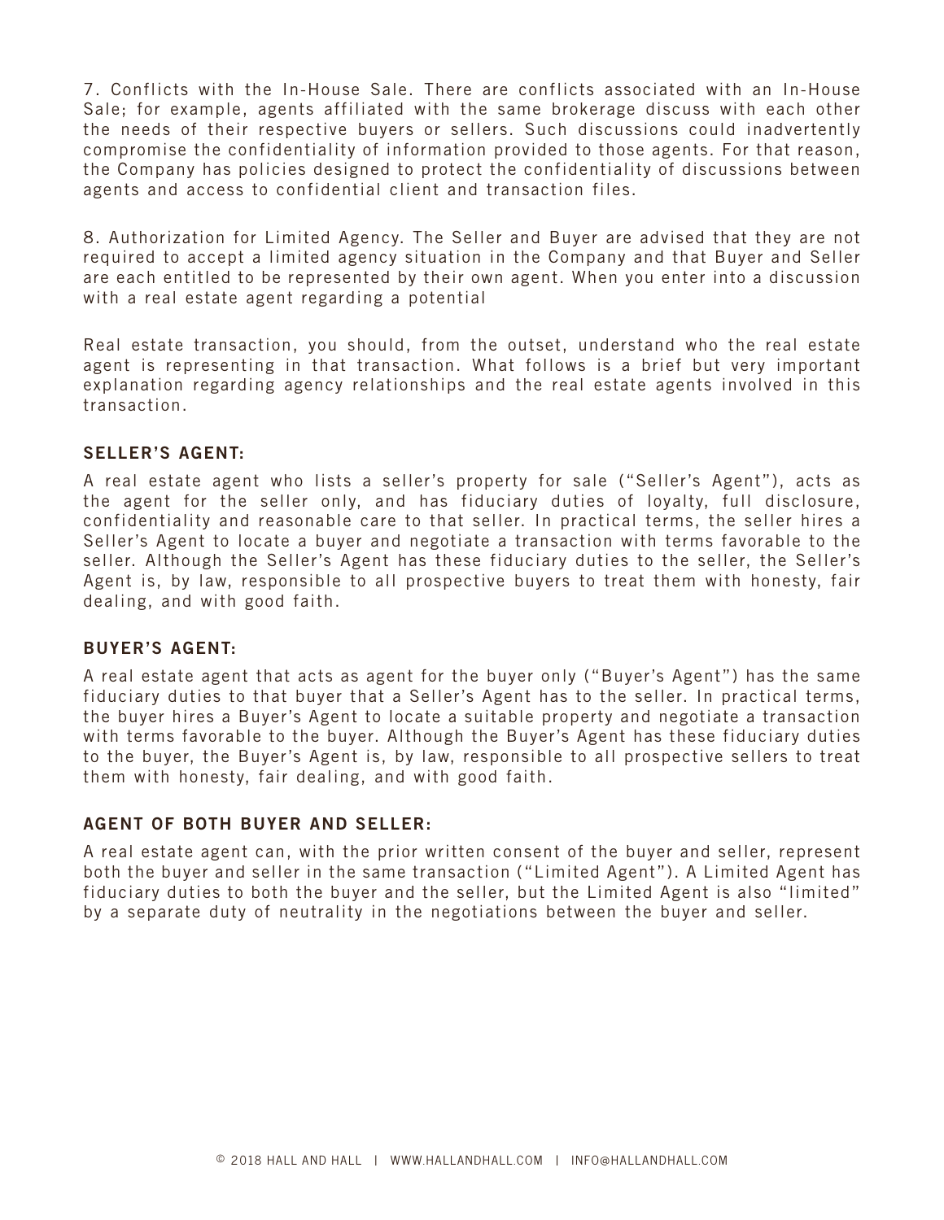7. Conflicts with the In-House Sale. There are conflicts associated with an In-House Sale; for example, agents affiliated with the same brokerage discuss with each other the needs of their respective buyers or sellers. Such discussions could inadvertently compromise the confidentiality of information provided to those agents. For that reason, the Company has policies designed to protect the confidentiality of discussions between agents and access to confidential client and transaction files.

8. Authorization for Limited Agency. The Seller and Buyer are advised that they are not required to accept a limited agency situation in the Company and that Buyer and Seller are each entitled to be represented by their own agent. When you enter into a discussion with a real estate agent regarding a potential

Real estate transaction, you should, from the outset, understand who the real estate agent is representing in that transaction. What follows is a brief but very important explanation regarding agency relationships and the real estate agents involved in this transaction.

**SELLER'S AGENT:**

A real estate agent who lists a seller's property for sale ("Seller's Agent"), acts as the agent for the seller only, and has fiduciary duties of loyalty, full disclosure, confidentiality and reasonable care to that seller. In practical terms, the seller hires a Seller's Agent to locate a buyer and negotiate a transaction with terms favorable to the seller. Although the Seller's Agent has these fiduciary duties to the seller, the Seller's Agent is, by law, responsible to all prospective buyers to treat them with honesty, fair dealing, and with good faith.

**BUYER'S AGENT:**

A real estate agent that acts as agent for the buyer only ("Buyer's Agent") has the same fiduciary duties to that buyer that a Seller's Agent has to the seller. In practical terms, the buyer hires a Buyer's Agent to locate a suitable property and negotiate a transaction with terms favorable to the buyer. Although the Buyer's Agent has these fiduciary duties to the buyer, the Buyer's Agent is, by law, responsible to all prospective sellers to treat them with honesty, fair dealing, and with good faith.

**AGENT OF BOTH BUYER AND SELLER:**

A real estate agent can, with the prior written consent of the buyer and seller, represent both the buyer and seller in the same transaction ("Limited Agent"). A Limited Agent has fiduciary duties to both the buyer and the seller, but the Limited Agent is also "limited" by a separate duty of neutrality in the negotiations between the buyer and seller.